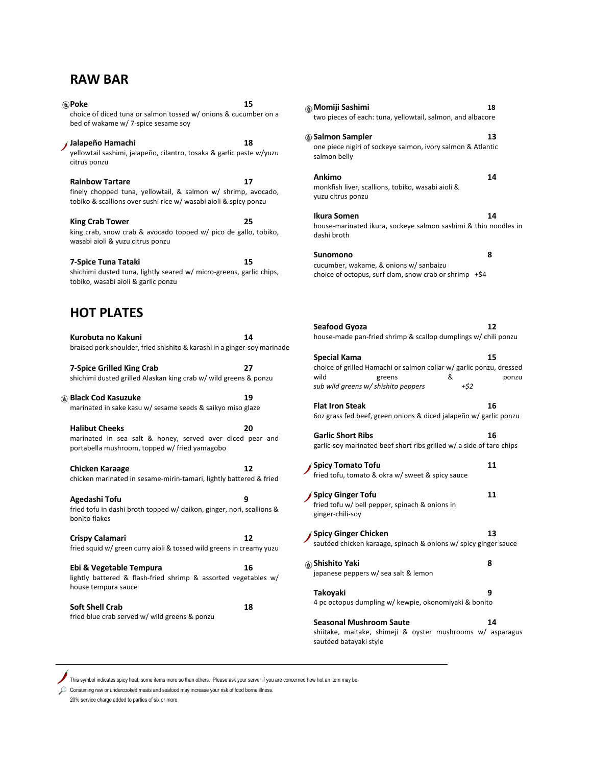## RAW BAR

**Poke** 15
choice of diced tuna or salmon tossed w/ onions & cucumber on a bed of wakame w/ 7-spice sesame soy

**Jalapeño Hamachi** 18
yellowtail sashimi, jalapeño, cilantro, tosaka & garlic paste w/yuzu citrus ponzu

**Rainbow Tartare** 17
finely chopped tuna, yellowtail, & salmon w/ shrimp, avocado, tobiko & scallions over sushi rice w/ wasabi aioli & spicy ponzu

**King Crab Tower** 25
king crab, snow crab & avocado topped w/ pico de gallo, tobiko, wasabi aioli & yuzu citrus ponzu

**7-Spice Tuna Tataki** 15
shichimi dusted tuna, lightly seared w/ micro-greens, garlic chips, tobiko, wasabi aioli & garlic ponzu

**Momiji Sashimi** 18
two pieces of each: tuna, yellowtail, salmon, and albacore

**Salmon Sampler** 13
one piece nigiri of sockeye salmon, ivory salmon & Atlantic salmon belly

**Ankimo** 14
monkfish liver, scallions, tobiko, wasabi aioli & yuzu citrus ponzu

**Ikura Somen** 14
house-marinated ikura, sockeye salmon sashimi & thin noodles in dashi broth

**Sunomono** 8
cucumber, wakame, & onions w/ sanbaizu
choice of octopus, surf clam, snow crab or shrimp +$4

## HOT PLATES

**Kurobuta no Kakuni** 14
braised pork shoulder, fried shishito & karashi in a ginger-soy marinade

**7-Spice Grilled King Crab** 27
shichimi dusted grilled Alaskan king crab w/ wild greens & ponzu

**Black Cod Kasuzuke** 19
marinated in sake kasu w/ sesame seeds & saikyo miso glaze

**Halibut Cheeks** 20
marinated in sea salt & honey, served over diced pear and portabella mushroom, topped w/ fried yamagobo

**Chicken Karaage** 12
chicken marinated in sesame-mirin-tamari, lightly battered & fried

**Agedashi Tofu** 9
fried tofu in dashi broth topped w/ daikon, ginger, nori, scallions & bonito flakes

**Crispy Calamari** 12
fried squid w/ green curry aioli & tossed wild greens in creamy yuzu

**Ebi & Vegetable Tempura** 16
lightly battered & flash-fried shrimp & assorted vegetables w/ house tempura sauce

**Soft Shell Crab** 18
fried blue crab served w/ wild greens & ponzu

**Seafood Gyoza** 12
house-made pan-fried shrimp & scallop dumplings w/ chili ponzu

**Special Kama** 15
choice of grilled Hamachi or salmon collar w/ garlic ponzu, dressed wild greens & ponzu
*sub wild greens w/ shishito peppers +$2*

**Flat Iron Steak** 16
6oz grass fed beef, green onions & diced jalapeño w/ garlic ponzu

**Garlic Short Ribs** 16
garlic-soy marinated beef short ribs grilled w/ a side of taro chips

**Spicy Tomato Tofu** 11
fried tofu, tomato & okra w/ sweet & spicy sauce

**Spicy Ginger Tofu** 11
fried tofu w/ bell pepper, spinach & onions in ginger-chili-soy

**Spicy Ginger Chicken** 13
sautéed chicken karaage, spinach & onions w/ spicy ginger sauce

**Shishito Yaki** 8
japanese peppers w/ sea salt & lemon

**Takoyaki** 9
4 pc octopus dumpling w/ kewpie, okonomiyaki & bonito

**Seasonal Mushroom Saute** 14
shiitake, maitake, shimeji & oyster mushrooms w/ asparagus sautéed batayaki style

---

This symbol indicates spicy heat, some items more so than others. Please ask your server if you are concerned how hot an item may be.

Consuming raw or undercooked meats and seafood may increase your risk of food borne illness.

20% service charge added to parties of six or more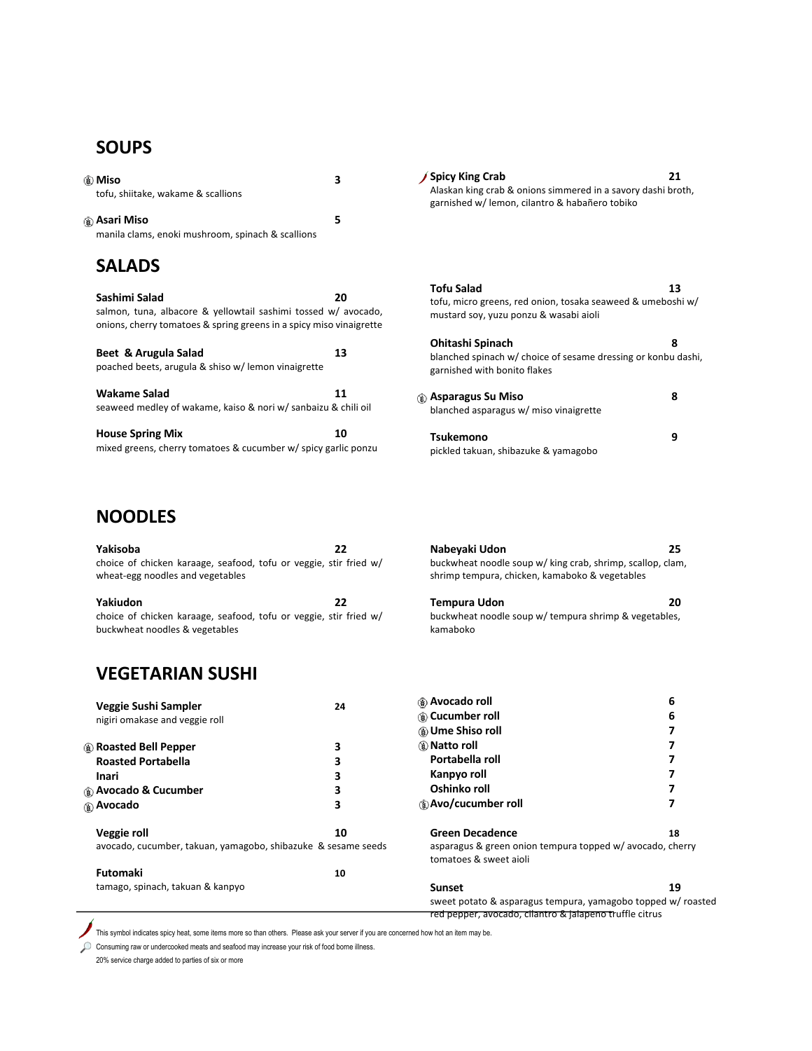## SOUPS

**Miso** 3
tofu, shiitake, wakame & scallions

**Asari Miso** 5
manila clams, enoki mushroom, spinach & scallions

**Spicy King Crab** 21
Alaskan king crab & onions simmered in a savory dashi broth, garnished w/ lemon, cilantro & habañero tobiko

## SALADS

**Sashimi Salad** 20
salmon, tuna, albacore & yellowtail sashimi tossed w/ avocado, onions, cherry tomatoes & spring greens in a spicy miso vinaigrette

**Beet & Arugula Salad** 13
poached beets, arugula & shiso w/ lemon vinaigrette

**Wakame Salad** 11
seaweed medley of wakame, kaiso & nori w/ sanbaizu & chili oil

**House Spring Mix** 10
mixed greens, cherry tomatoes & cucumber w/ spicy garlic ponzu

**Tofu Salad** 13
tofu, micro greens, red onion, tosaka seaweed & umeboshi w/ mustard soy, yuzu ponzu & wasabi aioli

**Ohitashi Spinach** 8
blanched spinach w/ choice of sesame dressing or konbu dashi, garnished with bonito flakes

**Asparagus Su Miso** 8
blanched asparagus w/ miso vinaigrette

**Tsukemono** 9
pickled takuan, shibazuke & yamagobo

## NOODLES

**Yakisoba** 22
choice of chicken karaage, seafood, tofu or veggie, stir fried w/ wheat-egg noodles and vegetables

**Yakiudon** 22
choice of chicken karaage, seafood, tofu or veggie, stir fried w/ buckwheat noodles & vegetables

**Nabeyaki Udon** 25
buckwheat noodle soup w/ king crab, shrimp, scallop, clam, shrimp tempura, chicken, kamaboko & vegetables

**Tempura Udon** 20
buckwheat noodle soup w/ tempura shrimp & vegetables, kamaboko

## VEGETARIAN SUSHI

**Veggie Sushi Sampler** 24
nigiri omakase and veggie roll

**Roasted Bell Pepper** 3
**Roasted Portabella** 3
**Inari** 3
**Avocado & Cucumber** 3
**Avocado** 3

**Veggie roll** 10
avocado, cucumber, takuan, yamagobo, shibazuke & sesame seeds

**Futomaki** 10
tamago, spinach, takuan & kanpyo

**Avocado roll** 6
**Cucumber roll** 6
**Ume Shiso roll** 7
**Natto roll** 7
**Portabella roll** 7
**Kanpyo roll** 7
**Oshinko roll** 7
**Avo/cucumber roll** 7

**Green Decadence** 18
asparagus & green onion tempura topped w/ avocado, cherry tomatoes & sweet aioli

**Sunset** 19
sweet potato & asparagus tempura, yamagobo topped w/ roasted red pepper, avocado, cilantro & jalapeno truffle citrus

---

This symbol indicates spicy heat, some items more so than others. Please ask your server if you are concerned how hot an item may be.

Consuming raw or undercooked meats and seafood may increase your risk of food borne illness.

20% service charge added to parties of six or more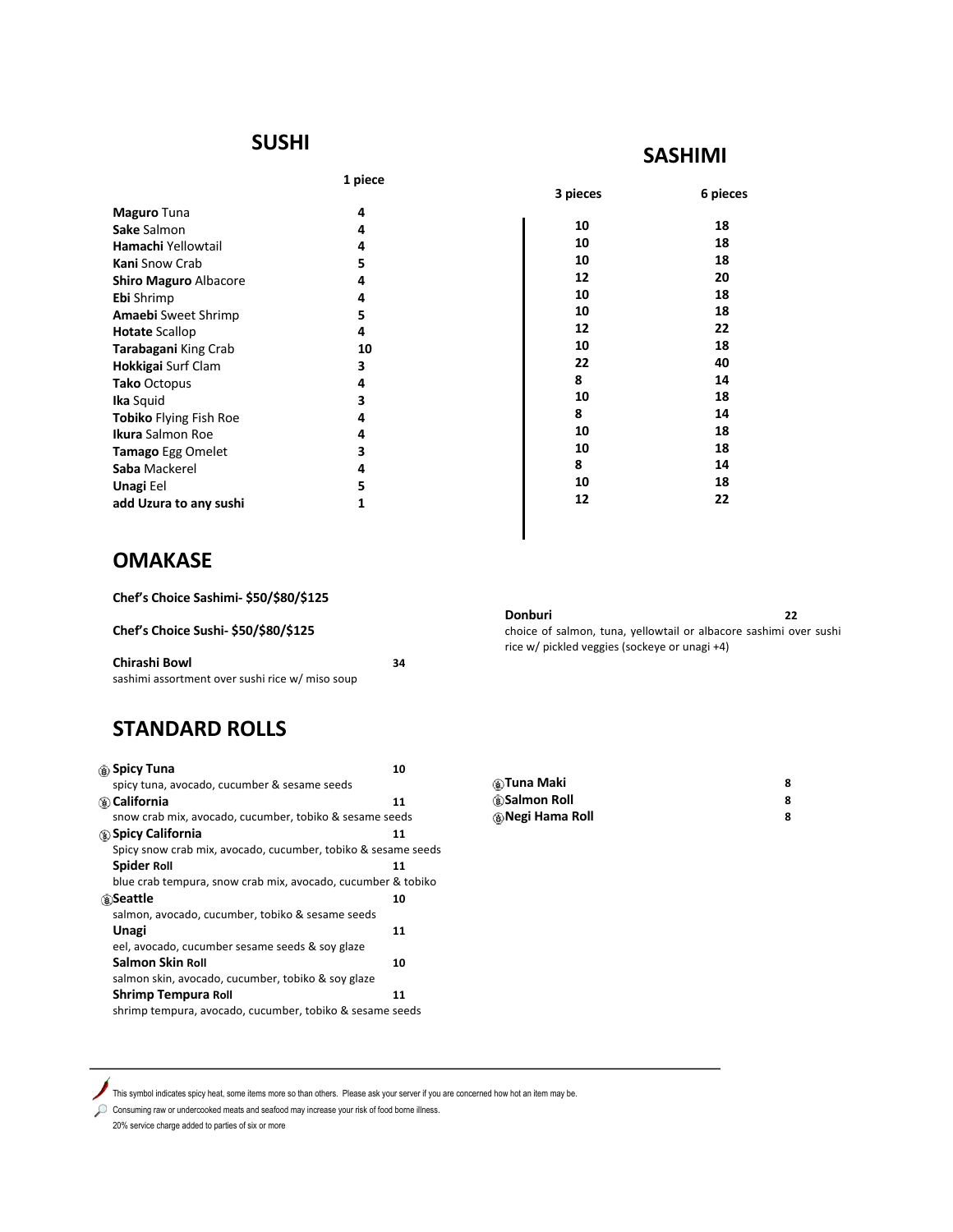## SUSHI / SASHIMI

| | 1 piece (Sushi) | 3 pieces (Sashimi) | 6 pieces (Sashimi) |
|---|---|---|---|
| **Maguro** Tuna | 4 | 10 | 18 |
| **Sake** Salmon | 4 | 10 | 18 |
| **Hamachi** Yellowtail | 4 | 10 | 18 |
| **Kani** Snow Crab | 5 | 12 | 20 |
| **Shiro Maguro** Albacore | 4 | 10 | 18 |
| **Ebi** Shrimp | 4 | 10 | 18 |
| **Amaebi** Sweet Shrimp | 5 | 12 | 22 |
| **Hotate** Scallop | 4 | 10 | 18 |
| **Tarabagani** King Crab | 10 | 22 | 40 |
| **Hokkigai** Surf Clam | 3 | 8 | 14 |
| **Tako** Octopus | 4 | 10 | 18 |
| **Ika** Squid | 3 | 8 | 14 |
| **Tobiko** Flying Fish Roe | 4 | 10 | 18 |
| **Ikura** Salmon Roe | 4 | 10 | 18 |
| **Tamago** Egg Omelet | 3 | 8 | 14 |
| **Saba** Mackerel | 4 | 10 | 18 |
| **Unagi** Eel | 5 | 12 | 22 |
| **add Uzura to any sushi** | 1 | | |

## OMAKASE

**Chef's Choice Sashimi- $50/$80/$125**

**Chef's Choice Sushi- $50/$80/$125**

**Chirashi Bowl** 34
sashimi assortment over sushi rice w/ miso soup

**Donburi** 22
choice of salmon, tuna, yellowtail or albacore sashimi over sushi rice w/ pickled veggies (sockeye or unagi +4)

## STANDARD ROLLS

**Spicy Tuna** 10
spicy tuna, avocado, cucumber & sesame seeds

**California** 11
snow crab mix, avocado, cucumber, tobiko & sesame seeds

**Spicy California** 11
Spicy snow crab mix, avocado, cucumber, tobiko & sesame seeds

**Spider Roll** 11
blue crab tempura, snow crab mix, avocado, cucumber & tobiko

**Seattle** 10
salmon, avocado, cucumber, tobiko & sesame seeds

**Unagi** 11
eel, avocado, cucumber sesame seeds & soy glaze

**Salmon Skin Roll** 10
salmon skin, avocado, cucumber, tobiko & soy glaze

**Shrimp Tempura Roll** 11
shrimp tempura, avocado, cucumber, tobiko & sesame seeds

**Tuna Maki** 8

**Salmon Roll** 8

**Negi Hama Roll** 8

---

This symbol indicates spicy heat, some items more so than others. Please ask your server if you are concerned how hot an item may be.

Consuming raw or undercooked meats and seafood may increase your risk of food borne illness.

20% service charge added to parties of six or more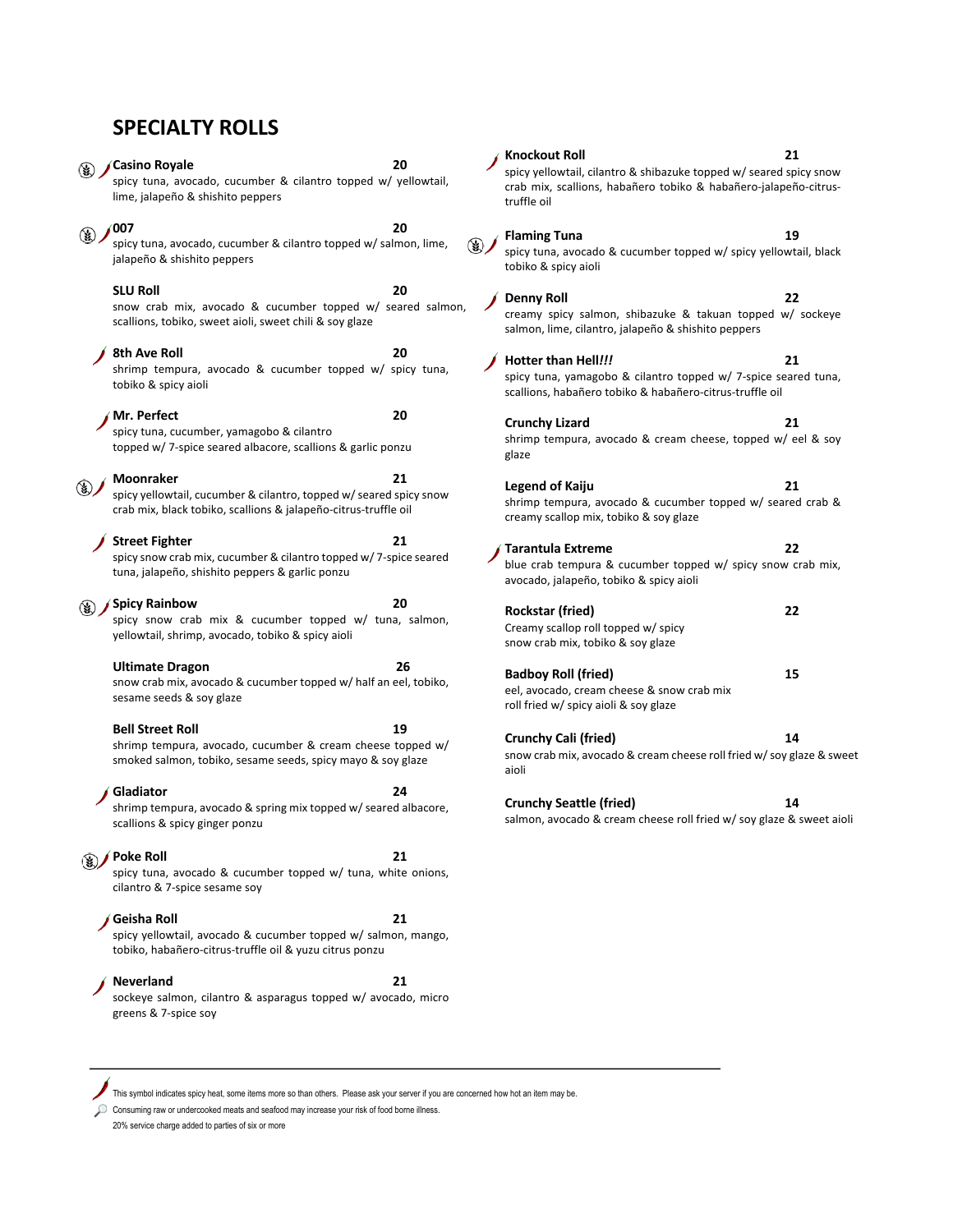# SPECIALTY ROLLS

**Casino Royale** 20
spicy tuna, avocado, cucumber & cilantro topped w/ yellowtail, lime, jalapeño & shishito peppers

**007** 20
spicy tuna, avocado, cucumber & cilantro topped w/ salmon, lime, jalapeño & shishito peppers

**SLU Roll** 20
snow crab mix, avocado & cucumber topped w/ seared salmon, scallions, tobiko, sweet aioli, sweet chili & soy glaze

**8th Ave Roll** 20
shrimp tempura, avocado & cucumber topped w/ spicy tuna, tobiko & spicy aioli

**Mr. Perfect** 20
spicy tuna, cucumber, yamagobo & cilantro topped w/ 7-spice seared albacore, scallions & garlic ponzu

**Moonraker** 21
spicy yellowtail, cucumber & cilantro, topped w/ seared spicy snow crab mix, black tobiko, scallions & jalapeño-citrus-truffle oil

**Street Fighter** 21
spicy snow crab mix, cucumber & cilantro topped w/ 7-spice seared tuna, jalapeño, shishito peppers & garlic ponzu

**Spicy Rainbow** 20
spicy snow crab mix & cucumber topped w/ tuna, salmon, yellowtail, shrimp, avocado, tobiko & spicy aioli

**Ultimate Dragon** 26
snow crab mix, avocado & cucumber topped w/ half an eel, tobiko, sesame seeds & soy glaze

**Bell Street Roll** 19
shrimp tempura, avocado, cucumber & cream cheese topped w/ smoked salmon, tobiko, sesame seeds, spicy mayo & soy glaze

**Gladiator** 24
shrimp tempura, avocado & spring mix topped w/ seared albacore, scallions & spicy ginger ponzu

**Poke Roll** 21
spicy tuna, avocado & cucumber topped w/ tuna, white onions, cilantro & 7-spice sesame soy

**Geisha Roll** 21
spicy yellowtail, avocado & cucumber topped w/ salmon, mango, tobiko, habañero-citrus-truffle oil & yuzu citrus ponzu

**Neverland** 21
sockeye salmon, cilantro & asparagus topped w/ avocado, micro greens & 7-spice soy

**Knockout Roll** 21
spicy yellowtail, cilantro & shibazuke topped w/ seared spicy snow crab mix, scallions, habañero tobiko & habañero-jalapeño-citrus-truffle oil

**Flaming Tuna** 19
spicy tuna, avocado & cucumber topped w/ spicy yellowtail, black tobiko & spicy aioli

**Denny Roll** 22
creamy spicy salmon, shibazuke & takuan topped w/ sockeye salmon, lime, cilantro, jalapeño & shishito peppers

**Hotter than Hell*!!!*** 21
spicy tuna, yamagobo & cilantro topped w/ 7-spice seared tuna, scallions, habañero tobiko & habañero-citrus-truffle oil

**Crunchy Lizard** 21
shrimp tempura, avocado & cream cheese, topped w/ eel & soy glaze

**Legend of Kaiju** 21
shrimp tempura, avocado & cucumber topped w/ seared crab & creamy scallop mix, tobiko & soy glaze

**Tarantula Extreme** 22
blue crab tempura & cucumber topped w/ spicy snow crab mix, avocado, jalapeño, tobiko & spicy aioli

**Rockstar (fried)** 22
Creamy scallop roll topped w/ spicy snow crab mix, tobiko & soy glaze

**Badboy Roll (fried)** 15
eel, avocado, cream cheese & snow crab mix roll fried w/ spicy aioli & soy glaze

**Crunchy Cali (fried)** 14
snow crab mix, avocado & cream cheese roll fried w/ soy glaze & sweet aioli

**Crunchy Seattle (fried)** 14
salmon, avocado & cream cheese roll fried w/ soy glaze & sweet aioli

---

This symbol indicates spicy heat, some items more so than others. Please ask your server if you are concerned how hot an item may be.

Consuming raw or undercooked meats and seafood may increase your risk of food borne illness.

20% service charge added to parties of six or more